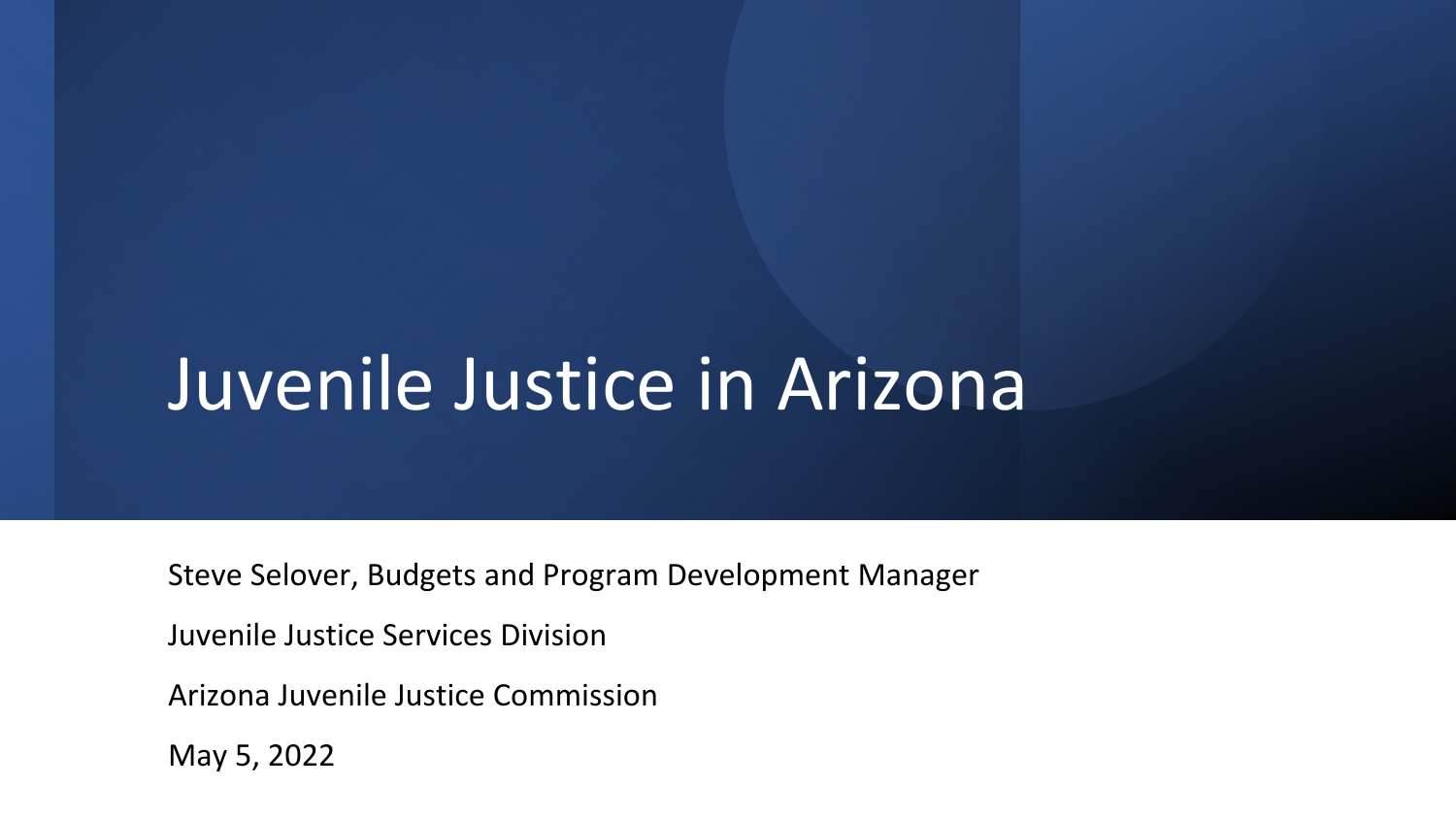# Juvenile Justice in Arizona

Steve Selover, Budgets and Program Development Manager

Juvenile Justice Services Division

Arizona Juvenile Justice Commission

May 5, 2022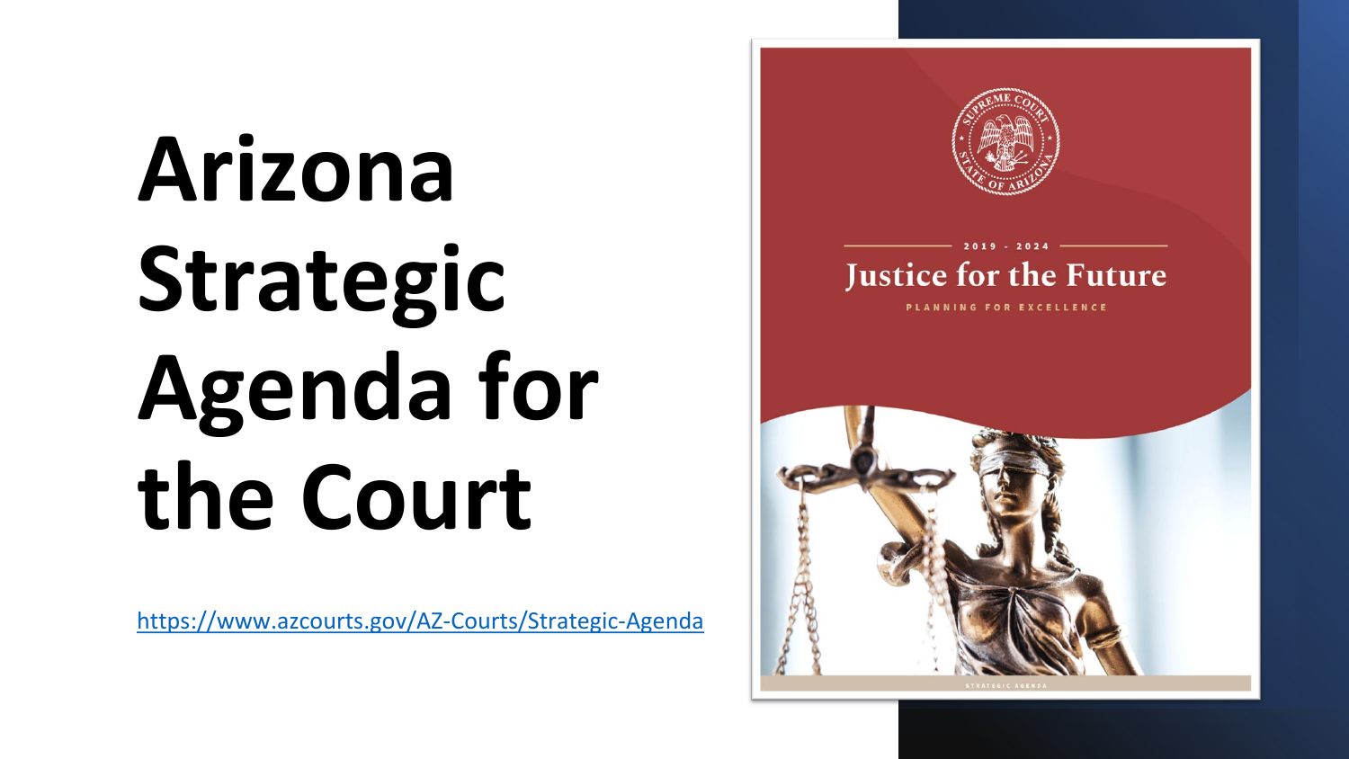# Arizona Strategic Agenda for the Court

https://www.azcourts.gov/AZ-Courts/Strategic-Agenda

2019 - 2024

Justice for the Future

PLANNING FOR EXCELLENCE

STRATEGIC AGENDA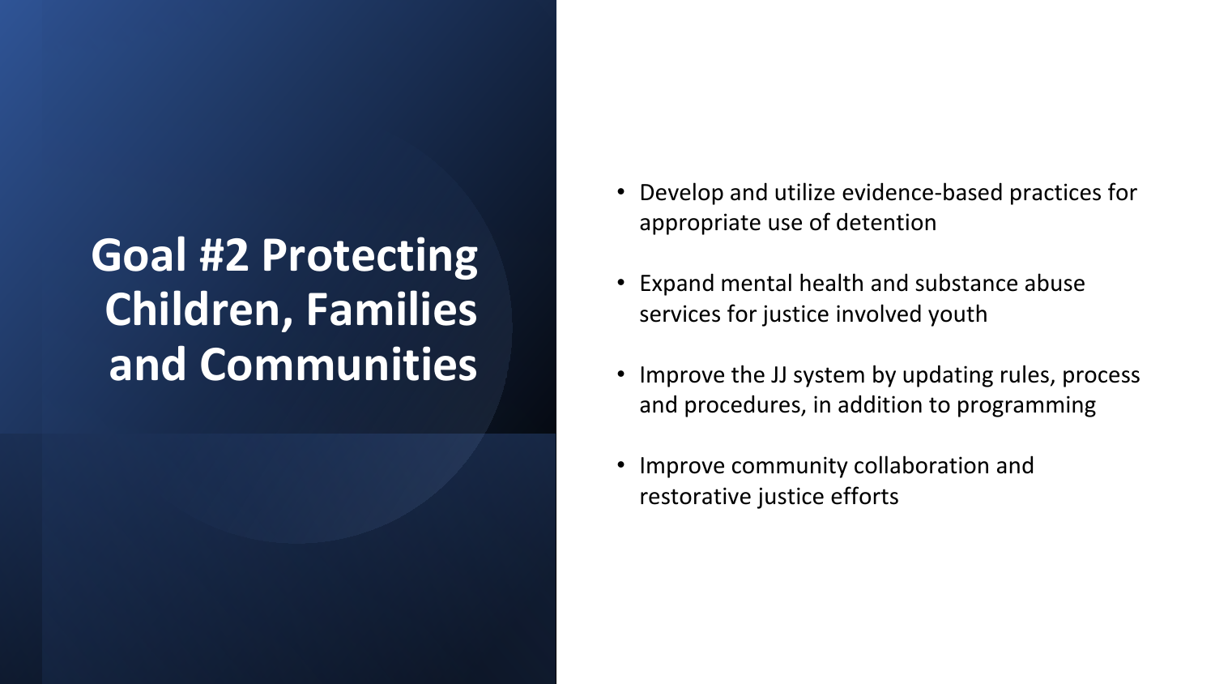# Goal #2 Protecting Children, Families and Communities

- Develop and utilize evidence-based practices for appropriate use of detention
- Expand mental health and substance abuse services for justice involved youth
- Improve the JJ system by updating rules, process and procedures, in addition to programming
- Improve community collaboration and restorative justice efforts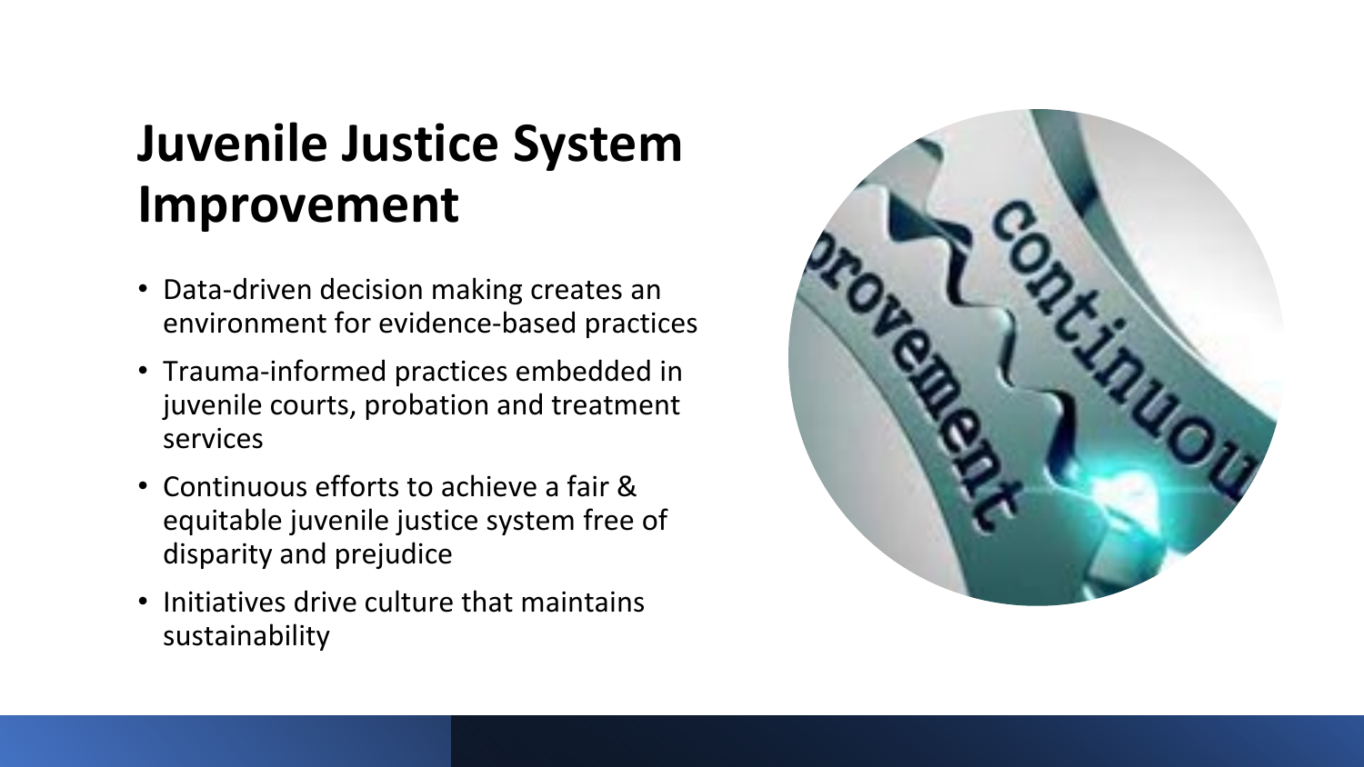# Juvenile Justice System Improvement

- Data-driven decision making creates an environment for evidence-based practices
- Trauma-informed practices embedded in juvenile courts, probation and treatment services
- Continuous efforts to achieve a fair & equitable juvenile justice system free of disparity and prejudice
- Initiatives drive culture that maintains sustainability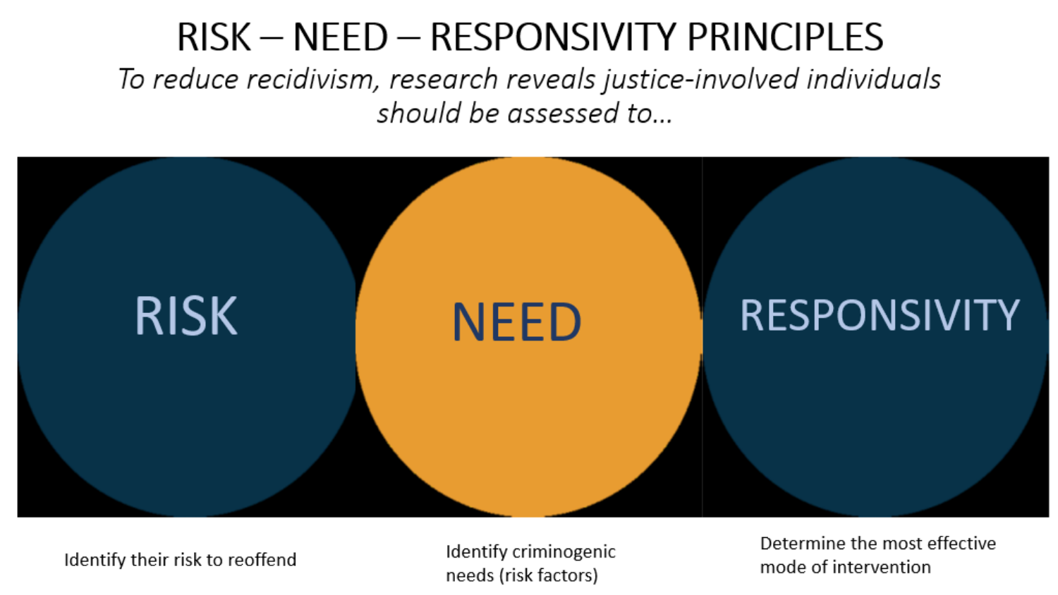# RISK – NEED – RESPONSIVITY PRINCIPLES

*To reduce recidivism, research reveals justice-involved individuals should be assessed to…*

RISK

NEED

RESPONSIVITY

Identify their risk to reoffend

Identify criminogenic needs (risk factors)

Determine the most effective mode of intervention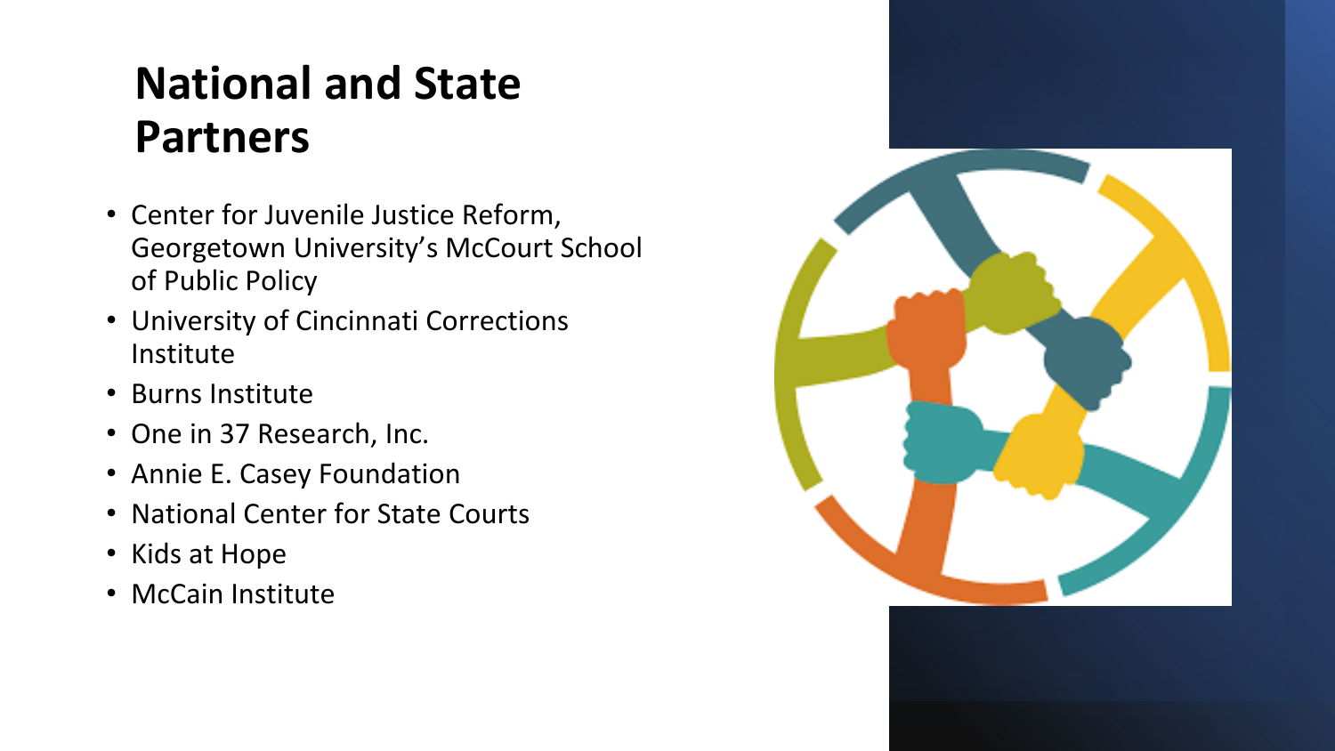# National and State Partners

- Center for Juvenile Justice Reform, Georgetown University's McCourt School of Public Policy
- University of Cincinnati Corrections Institute
- Burns Institute
- One in 37 Research, Inc.
- Annie E. Casey Foundation
- National Center for State Courts
- Kids at Hope
- McCain Institute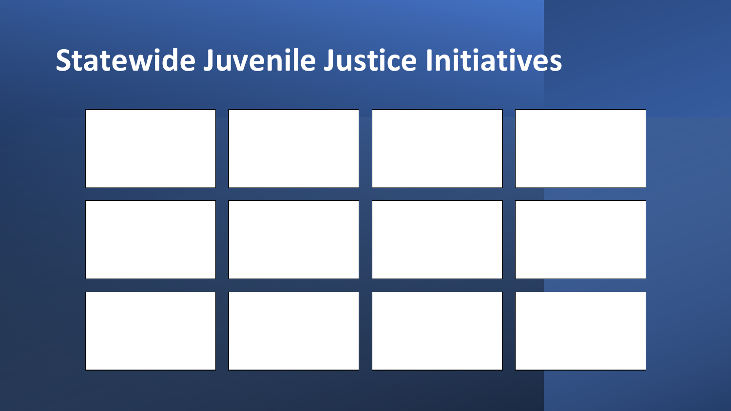# Statewide Juvenile Justice Initiatives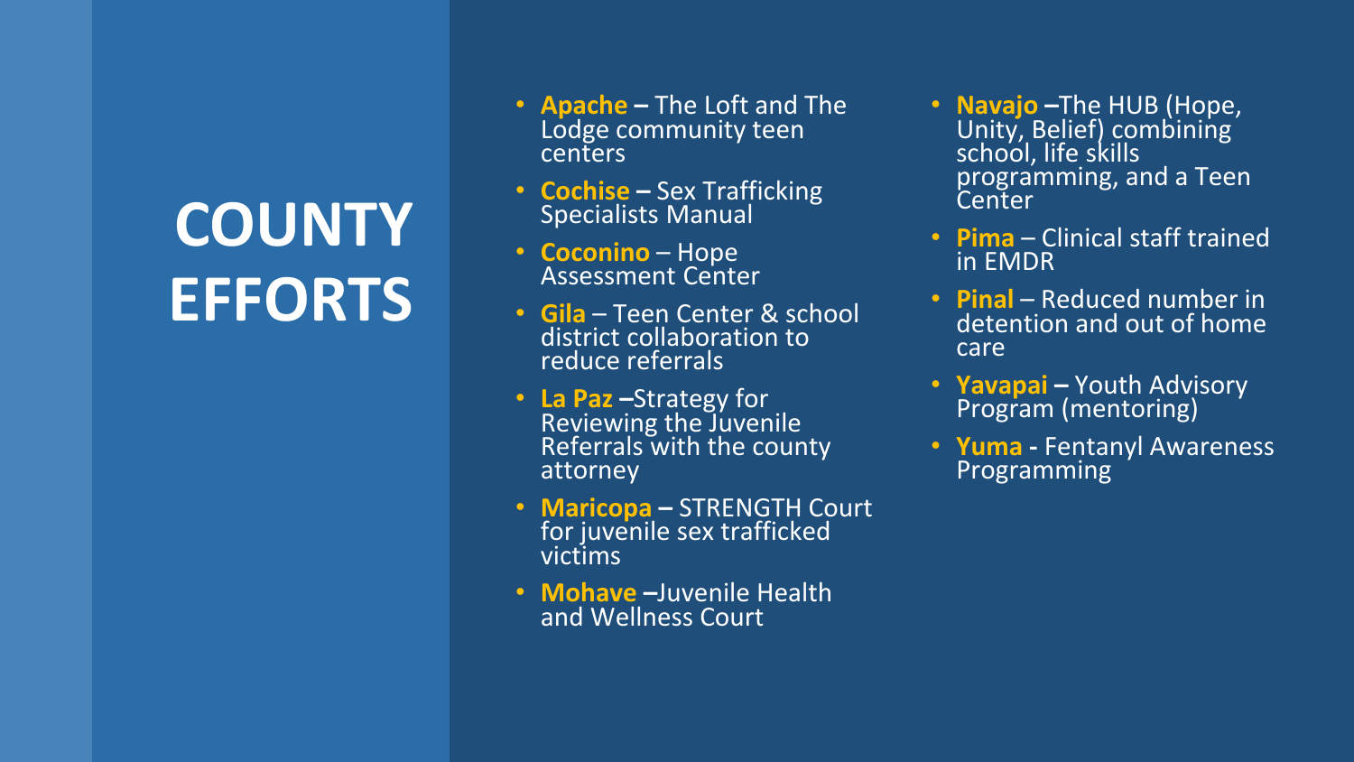# COUNTY EFFORTS

- **Apache –** The Loft and The Lodge community teen centers
- **Cochise –** Sex Trafficking Specialists Manual
- **Coconino** – Hope Assessment Center
- **Gila** – Teen Center & school district collaboration to reduce referrals
- **La Paz –**Strategy for Reviewing the Juvenile Referrals with the county attorney
- **Maricopa –** STRENGTH Court for juvenile sex trafficked victims
- **Mohave –**Juvenile Health and Wellness Court
- **Navajo –**The HUB (Hope, Unity, Belief) combining school, life skills programming, and a Teen Center
- **Pima** – Clinical staff trained in EMDR
- **Pinal** – Reduced number in detention and out of home care
- **Yavapai –** Youth Advisory Program (mentoring)
- **Yuma** - Fentanyl Awareness Programming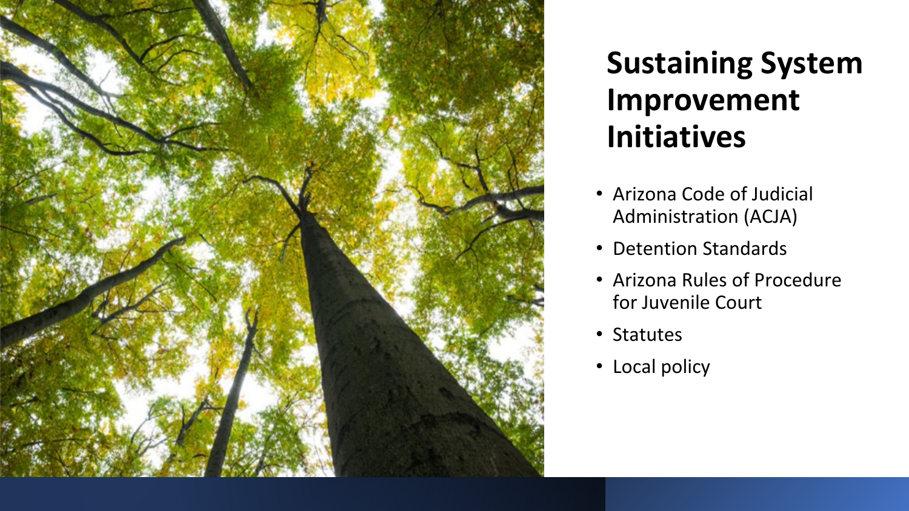# Sustaining System Improvement Initiatives

- Arizona Code of Judicial Administration (ACJA)
- Detention Standards
- Arizona Rules of Procedure for Juvenile Court
- Statutes
- Local policy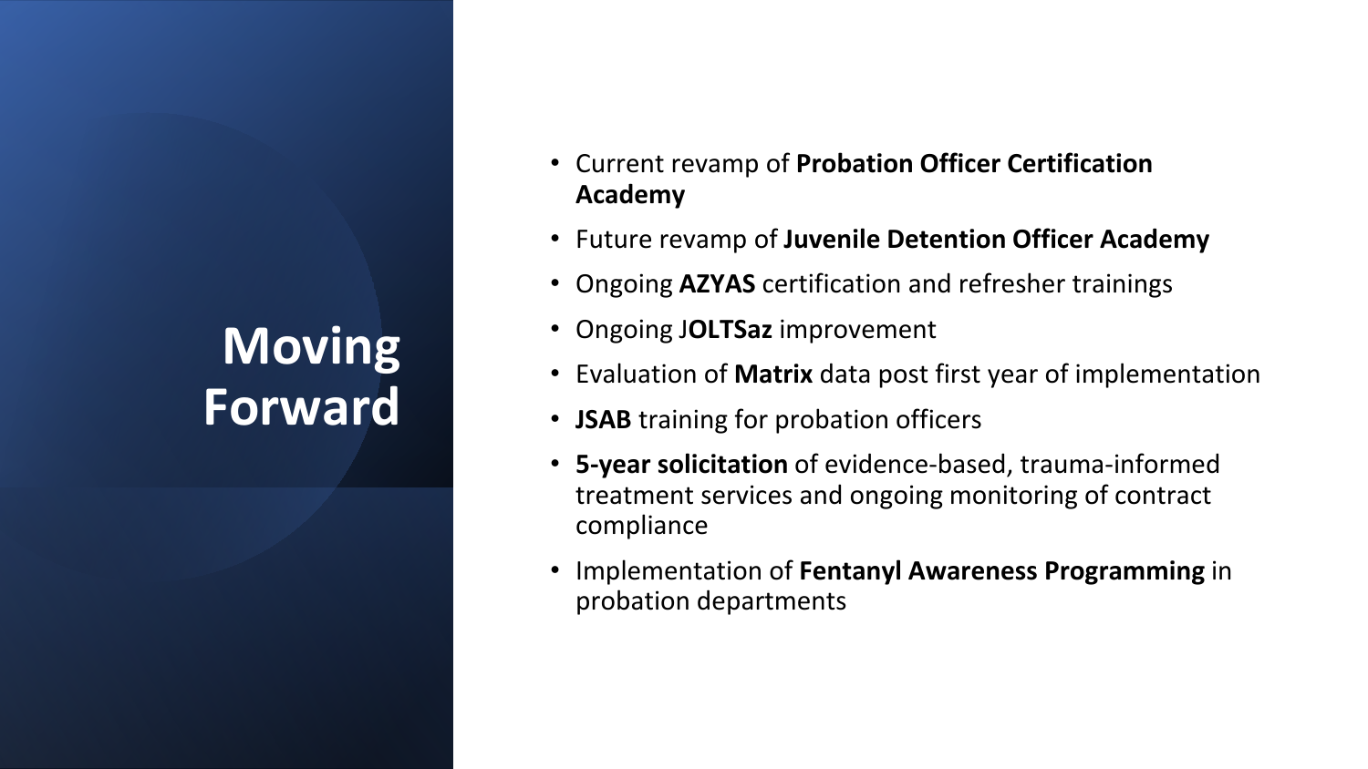# Moving Forward

- Current revamp of **Probation Officer Certification Academy**
- Future revamp of **Juvenile Detention Officer Academy**
- Ongoing **AZYAS** certification and refresher trainings
- Ongoing J**OLTSaz** improvement
- Evaluation of **Matrix** data post first year of implementation
- **JSAB** training for probation officers
- **5-year solicitation** of evidence-based, trauma-informed treatment services and ongoing monitoring of contract compliance
- Implementation of **Fentanyl Awareness Programming** in probation departments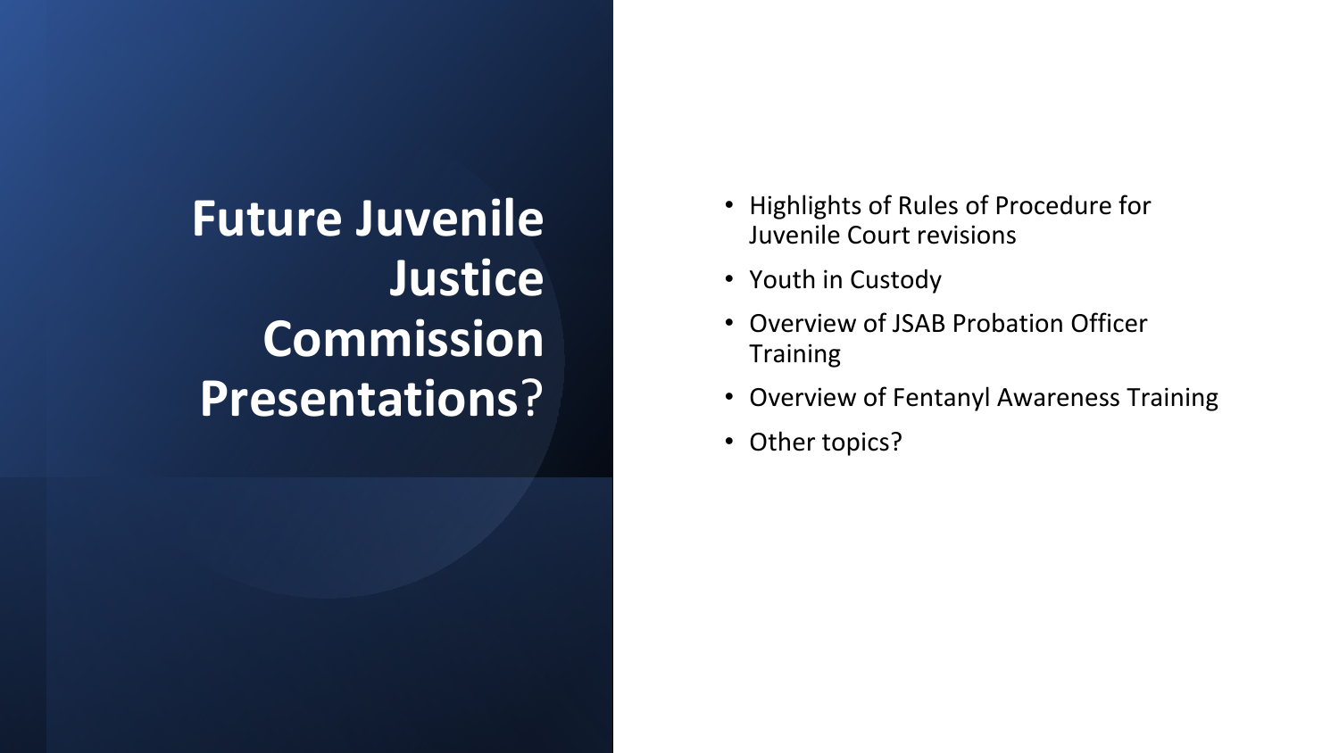# Future Juvenile Justice Commission Presentations?

- Highlights of Rules of Procedure for Juvenile Court revisions
- Youth in Custody
- Overview of JSAB Probation Officer Training
- Overview of Fentanyl Awareness Training
- Other topics?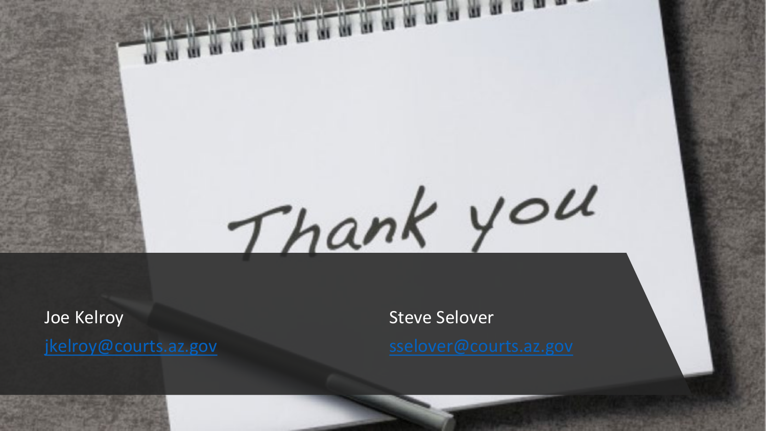Thank you

Joe Kelroy

[jkelroy@courts.az.gov](mailto:jkelroy@courts.az.gov)

Steve Selover

[sselover@courts.az.gov](mailto:sselover@courts.az.gov)